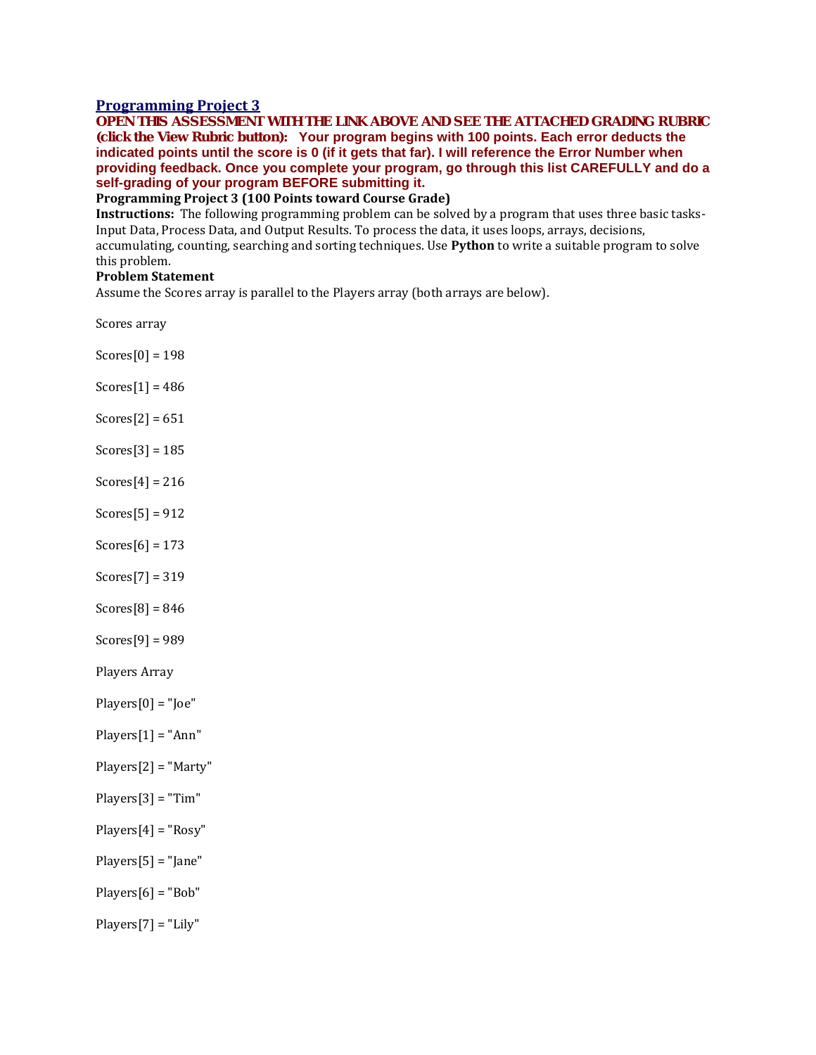## Programming Project 3

**OPEN THIS ASSESSMENT WITH THE LINK ABOVE AND SEE THE ATTACHED GRADING RUBRIC (click the View Rubric button): Your program begins with 100 points. Each error deducts the indicated points until the score is 0 (if it gets that far). I will reference the Error Number when providing feedback. Once you complete your program, go through this list CAREFULLY and do a self-grading of your program BEFORE submitting it.**

**Programming Project 3 (100 Points toward Course Grade)**

**Instructions:** The following programming problem can be solved by a program that uses three basic tasks- Input Data, Process Data, and Output Results. To process the data, it uses loops, arrays, decisions, accumulating, counting, searching and sorting techniques. Use **Python** to write a suitable program to solve this problem.

**Problem Statement**

Assume the Scores array is parallel to the Players array (both arrays are below).

Scores array

Scores[0] = 198

Scores[1] = 486

Scores[2] = 651

Scores[3] = 185

Scores[4] = 216

Scores[5] = 912

Scores[6] = 173

Scores[7] = 319

Scores[8] = 846

Scores[9] = 989

Players Array

Players[0] = "Joe"

Players[1] = "Ann"

Players[2] = "Marty"

Players[3] = "Tim"

Players[4] = "Rosy"

Players[5] = "Jane"

Players[6] = "Bob"

Players[7] = "Lily"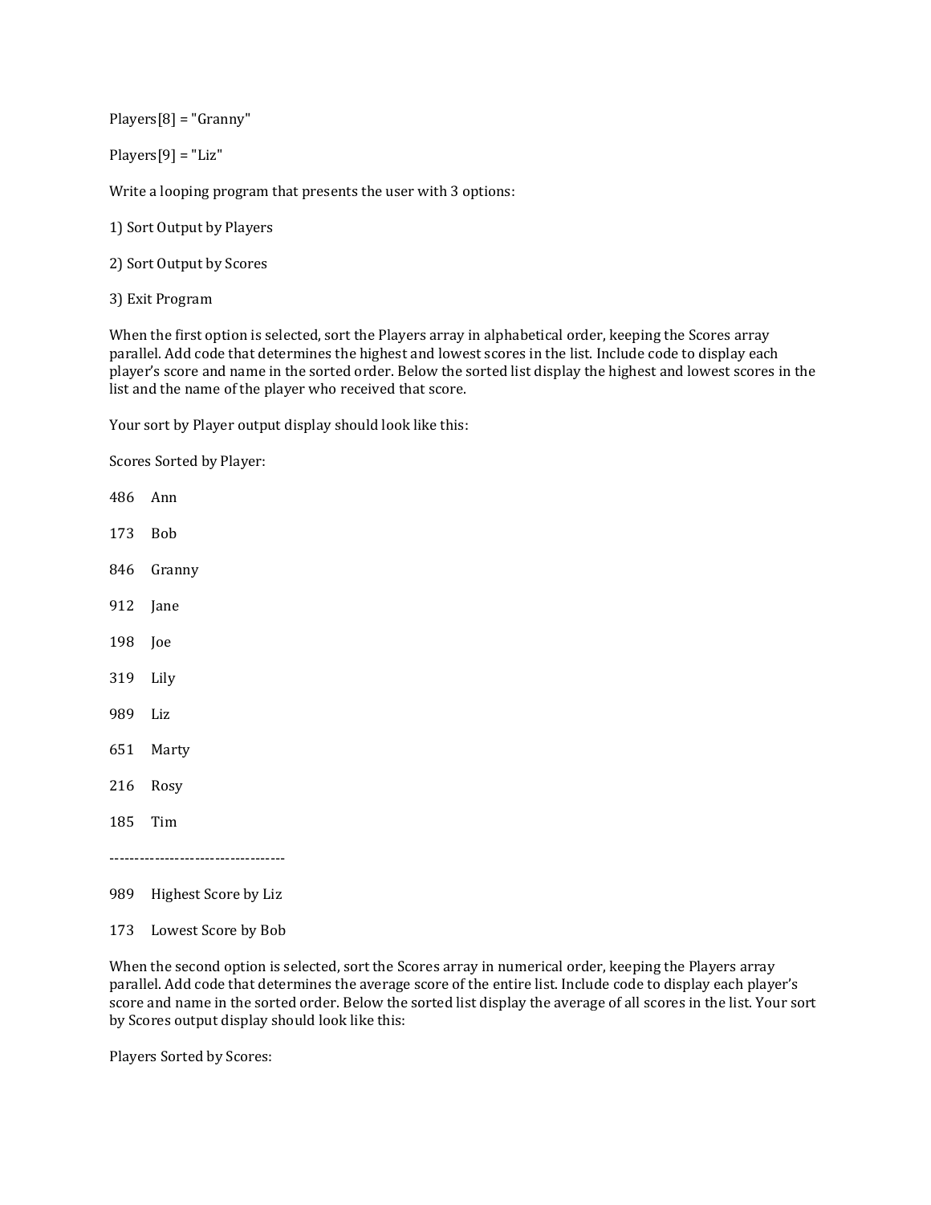Players[8] = "Granny"

Players[9] = "Liz"

Write a looping program that presents the user with 3 options:

1) Sort Output by Players

2) Sort Output by Scores

3) Exit Program

When the first option is selected, sort the Players array in alphabetical order, keeping the Scores array parallel. Add code that determines the highest and lowest scores in the list. Include code to display each player's score and name in the sorted order. Below the sorted list display the highest and lowest scores in the list and the name of the player who received that score.

Your sort by Player output display should look like this:

Scores Sorted by Player:

486 Ann

173 Bob

846 Granny

912 Jane

198 Joe

319 Lily

989 Liz

651 Marty

216 Rosy

185 Tim

-----------------------------------

989 Highest Score by Liz

173 Lowest Score by Bob

When the second option is selected, sort the Scores array in numerical order, keeping the Players array parallel. Add code that determines the average score of the entire list. Include code to display each player's score and name in the sorted order. Below the sorted list display the average of all scores in the list. Your sort by Scores output display should look like this:

Players Sorted by Scores: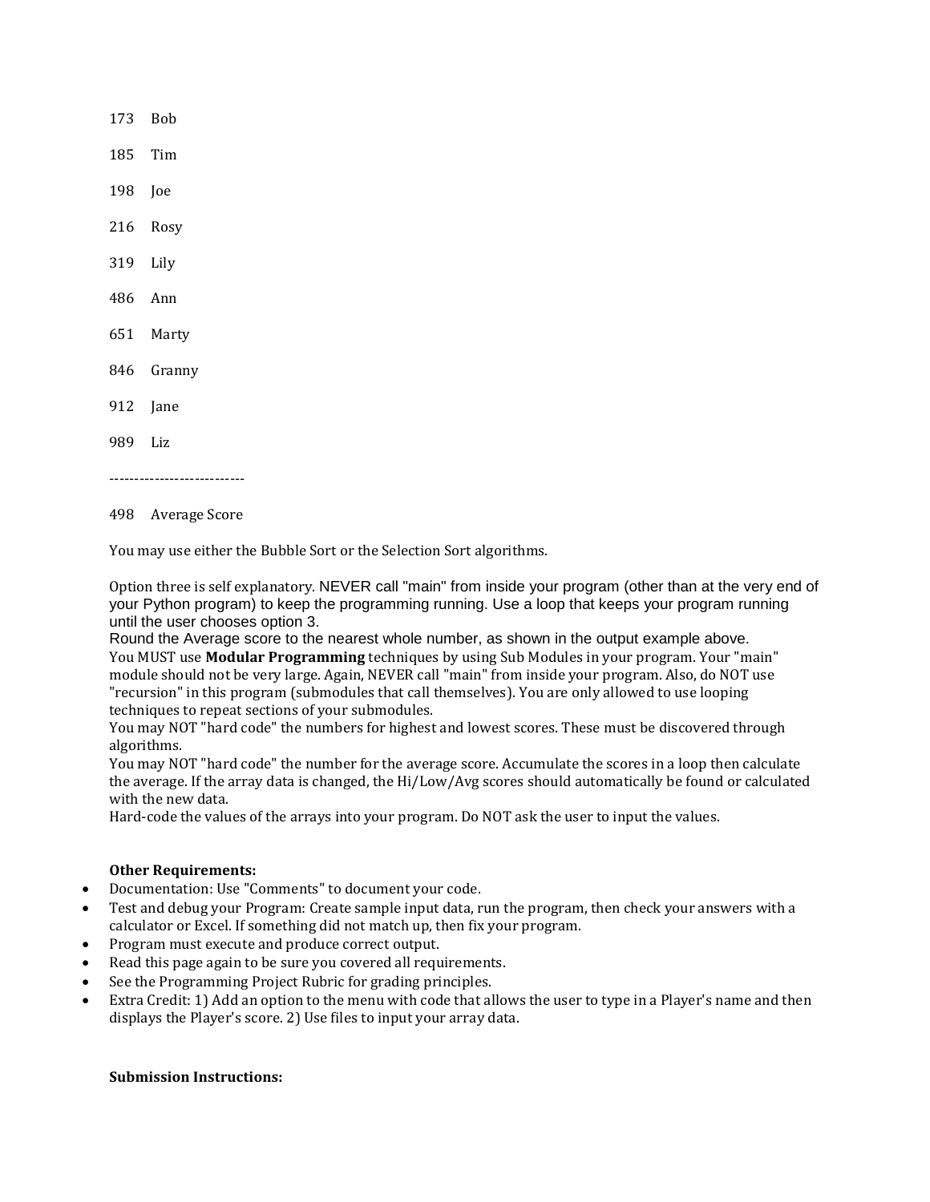173 Bob

185 Tim

198 Joe

216 Rosy

319 Lily

486 Ann

651 Marty

846 Granny

912 Jane

989 Liz

---------------------------

498 Average Score

You may use either the Bubble Sort or the Selection Sort algorithms.

Option three is self explanatory. NEVER call "main" from inside your program (other than at the very end of your Python program) to keep the programming running. Use a loop that keeps your program running until the user chooses option 3.
Round the Average score to the nearest whole number, as shown in the output example above.
You MUST use **Modular Programming** techniques by using Sub Modules in your program. Your "main" module should not be very large. Again, NEVER call "main" from inside your program. Also, do NOT use "recursion" in this program (submodules that call themselves). You are only allowed to use looping techniques to repeat sections of your submodules.
You may NOT "hard code" the numbers for highest and lowest scores. These must be discovered through algorithms.
You may NOT "hard code" the number for the average score. Accumulate the scores in a loop then calculate the average. If the array data is changed, the Hi/Low/Avg scores should automatically be found or calculated with the new data.
Hard-code the values of the arrays into your program. Do NOT ask the user to input the values.

**Other Requirements:**

- Documentation: Use "Comments" to document your code.
- Test and debug your Program: Create sample input data, run the program, then check your answers with a calculator or Excel. If something did not match up, then fix your program.
- Program must execute and produce correct output.
- Read this page again to be sure you covered all requirements.
- See the Programming Project Rubric for grading principles.
- Extra Credit: 1) Add an option to the menu with code that allows the user to type in a Player's name and then displays the Player's score. 2) Use files to input your array data.

**Submission Instructions:**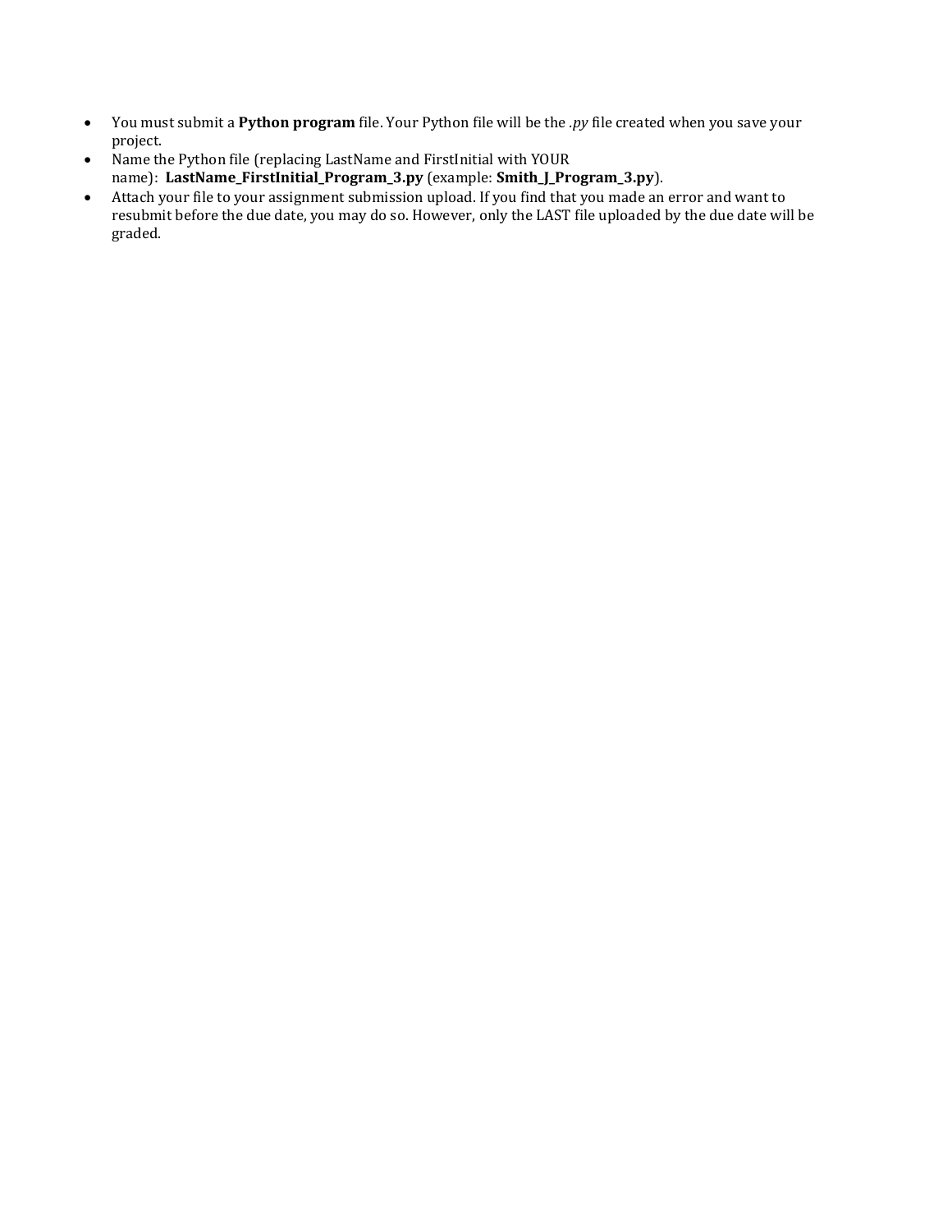- You must submit a **Python program** file. Your Python file will be the *.py* file created when you save your project.
- Name the Python file (replacing LastName and FirstInitial with YOUR name): **LastName_FirstInitial_Program_3.py** (example: **Smith_J_Program_3.py**).
- Attach your file to your assignment submission upload. If you find that you made an error and want to resubmit before the due date, you may do so. However, only the LAST file uploaded by the due date will be graded.